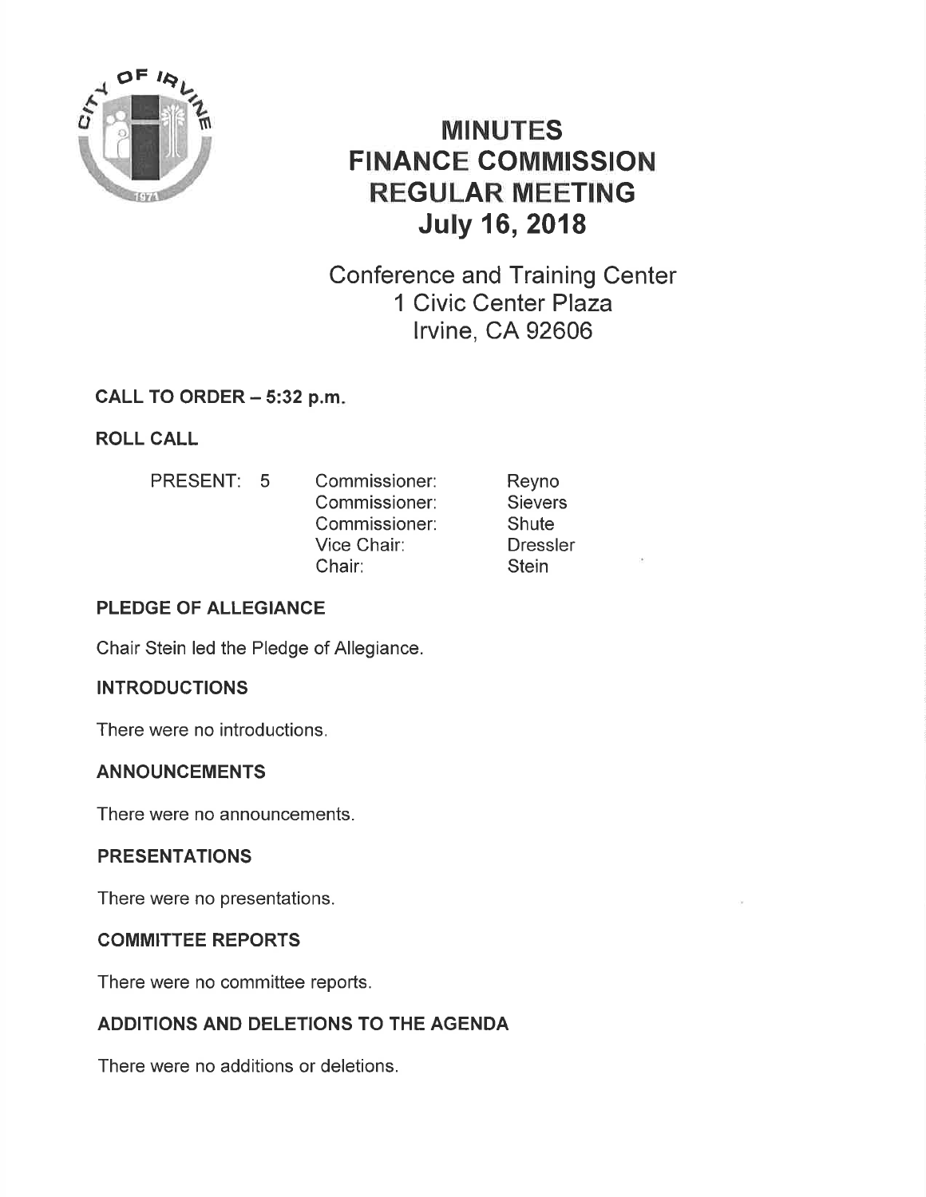# MINUTES
# FINANCE COMMISSION
# REGULAR MEETING
# July 16, 2018

Conference and Training Center
1 Civic Center Plaza
Irvine, CA 92606

## CALL TO ORDER – 5:32 p.m.

## ROLL CALL

| PRESENT: 5 | Commissioner: | Reyno |
|---|---|---|
| | Commissioner: | Sievers |
| | Commissioner: | Shute |
| | Vice Chair: | Dressler |
| | Chair: | Stein |

## PLEDGE OF ALLEGIANCE

Chair Stein led the Pledge of Allegiance.

## INTRODUCTIONS

There were no introductions.

## ANNOUNCEMENTS

There were no announcements.

## PRESENTATIONS

There were no presentations.

## COMMITTEE REPORTS

There were no committee reports.

## ADDITIONS AND DELETIONS TO THE AGENDA

There were no additions or deletions.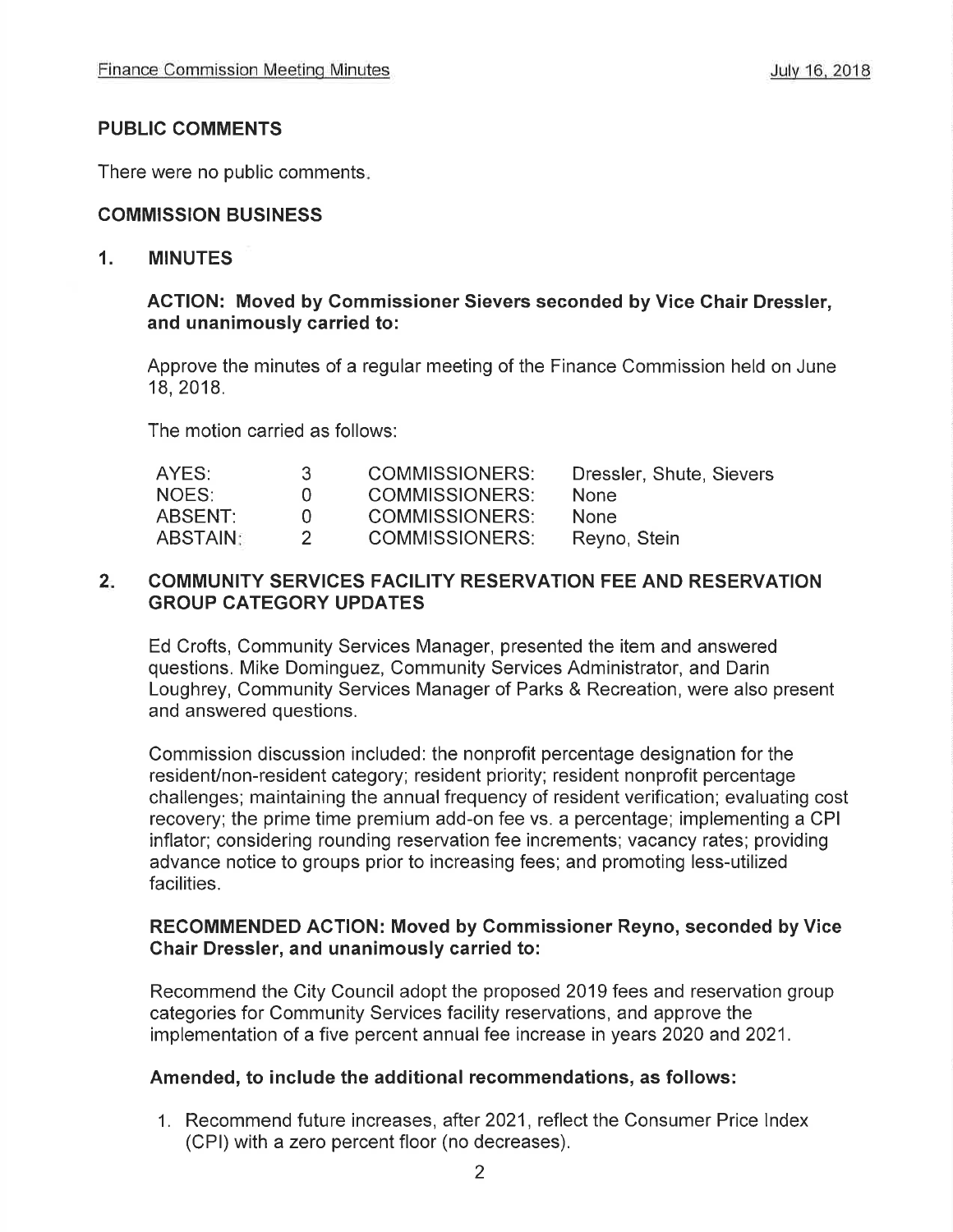## PUBLIC COMMENTS

There were no public comments.

## COMMISSION BUSINESS

### 1. MINUTES

**ACTION: Moved by Commissioner Sievers seconded by Vice Chair Dressler, and unanimously carried to:**

Approve the minutes of a regular meeting of the Finance Commission held on June 18, 2018.

The motion carried as follows:

| | | | |
|---|---|---|---|
| AYES: | 3 | COMMISSIONERS: | Dressler, Shute, Sievers |
| NOES: | 0 | COMMISSIONERS: | None |
| ABSENT: | 0 | COMMISSIONERS: | None |
| ABSTAIN: | 2 | COMMISSIONERS: | Reyno, Stein |

### 2. COMMUNITY SERVICES FACILITY RESERVATION FEE AND RESERVATION GROUP CATEGORY UPDATES

Ed Crofts, Community Services Manager, presented the item and answered questions. Mike Dominguez, Community Services Administrator, and Darin Loughrey, Community Services Manager of Parks & Recreation, were also present and answered questions.

Commission discussion included: the nonprofit percentage designation for the resident/non-resident category; resident priority; resident nonprofit percentage challenges; maintaining the annual frequency of resident verification; evaluating cost recovery; the prime time premium add-on fee vs. a percentage; implementing a CPI inflator; considering rounding reservation fee increments; vacancy rates; providing advance notice to groups prior to increasing fees; and promoting less-utilized facilities.

**RECOMMENDED ACTION: Moved by Commissioner Reyno, seconded by Vice Chair Dressler, and unanimously carried to:**

Recommend the City Council adopt the proposed 2019 fees and reservation group categories for Community Services facility reservations, and approve the implementation of a five percent annual fee increase in years 2020 and 2021.

**Amended, to include the additional recommendations, as follows:**

1. Recommend future increases, after 2021, reflect the Consumer Price Index (CPI) with a zero percent floor (no decreases).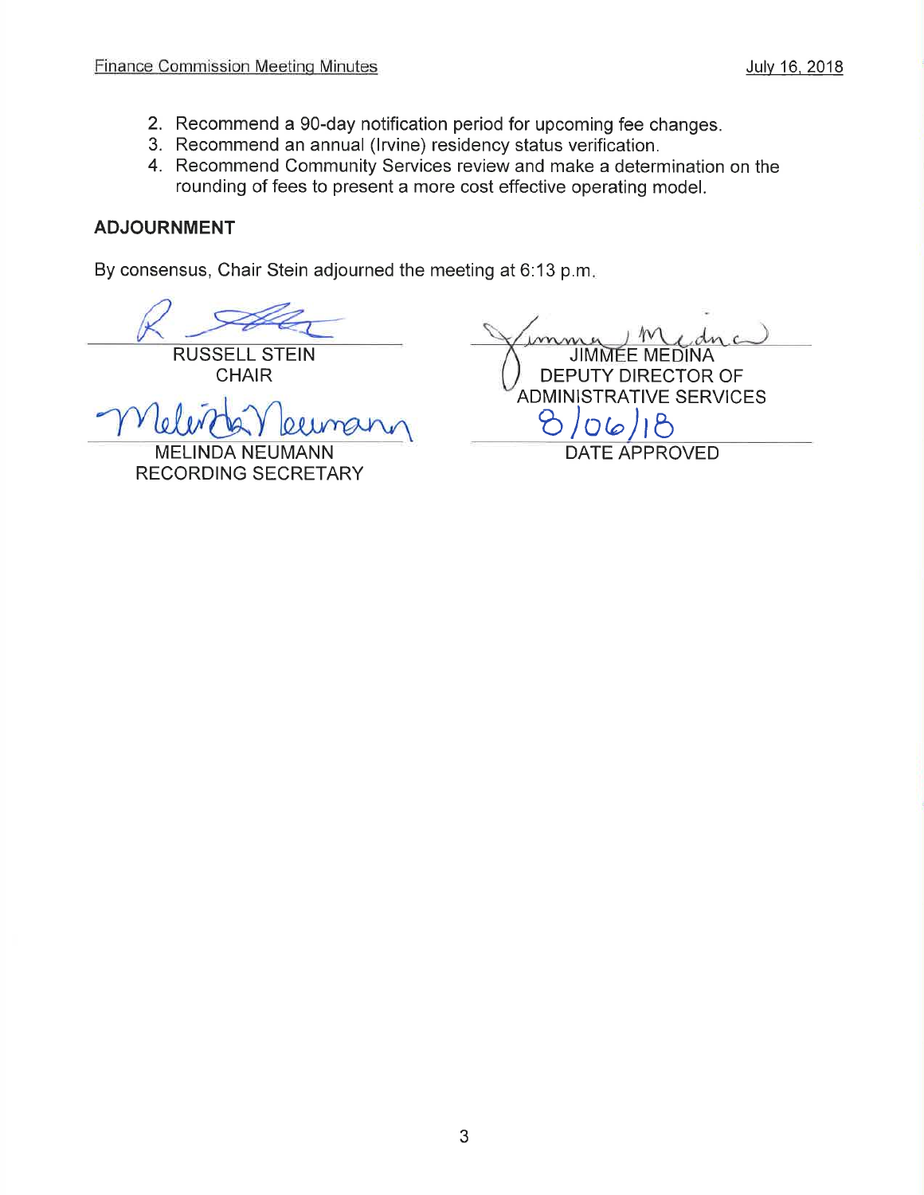2. Recommend a 90-day notification period for upcoming fee changes.
3. Recommend an annual (Irvine) residency status verification.
4. Recommend Community Services review and make a determination on the rounding of fees to present a more cost effective operating model.

## ADJOURNMENT

By consensus, Chair Stein adjourned the meeting at 6:13 p.m.

RUSSELL STEIN
CHAIR

MELINDA NEUMANN
RECORDING SECRETARY

JIMMEE MEDINA
DEPUTY DIRECTOR OF
ADMINISTRATIVE SERVICES

8/06/18
DATE APPROVED